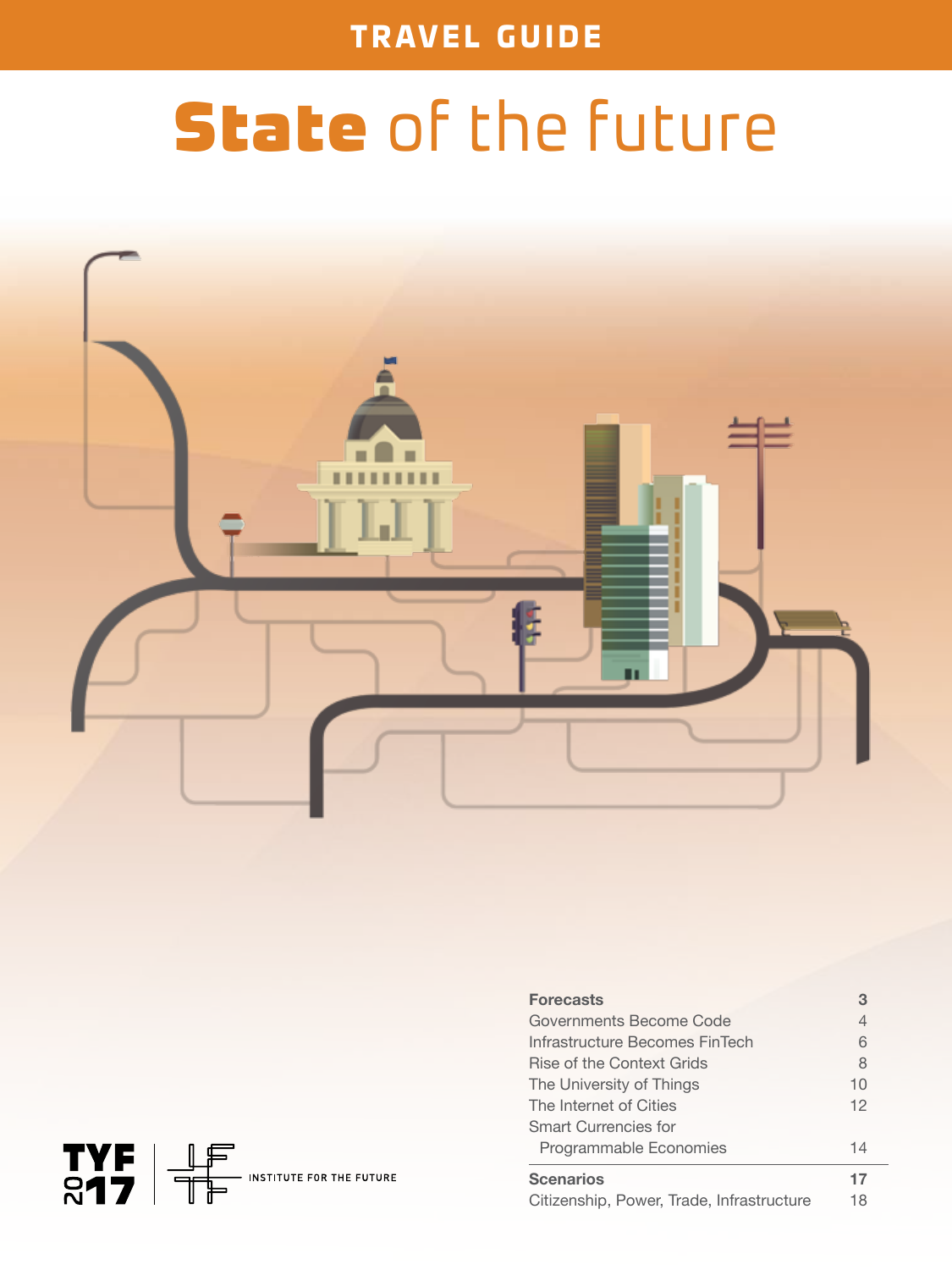TRAVEL GUIDE

# State of the future

| | |
|---|---|
| **Forecasts** | **3** |
| Governments Become Code | 4 |
| Infrastructure Becomes FinTech | 6 |
| Rise of the Context Grids | 8 |
| The University of Things | 10 |
| The Internet of Cities | 12 |
| Smart Currencies for Programmable Economies | 14 |
| **Scenarios** | **17** |
| Citizenship, Power, Trade, Infrastructure | 18 |

TYF 2017 | INSTITUTE FOR THE FUTURE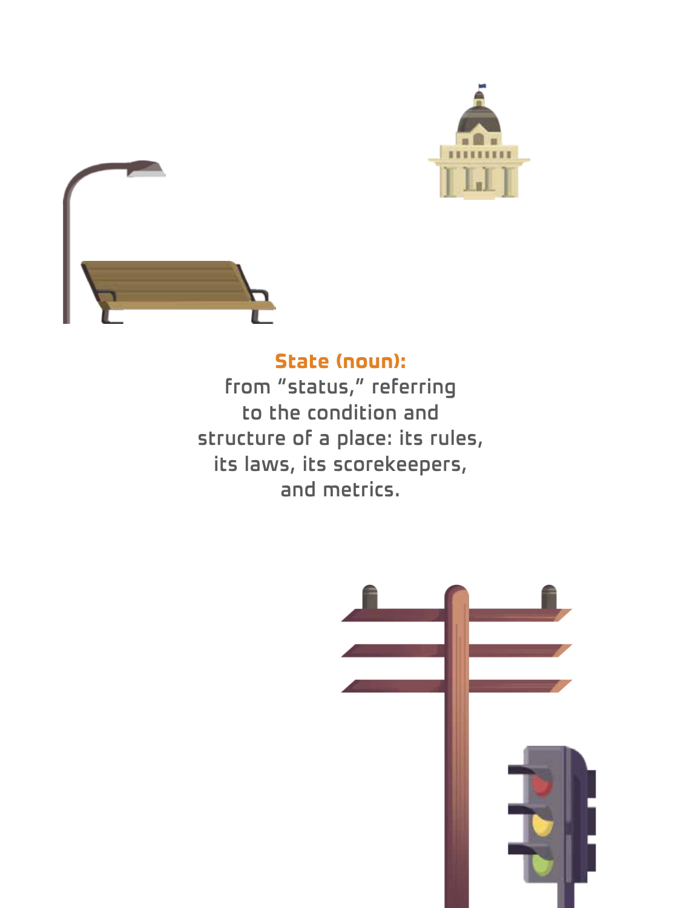**State (noun):**
from "status," referring to the condition and structure of a place: its rules, its laws, its scorekeepers, and metrics.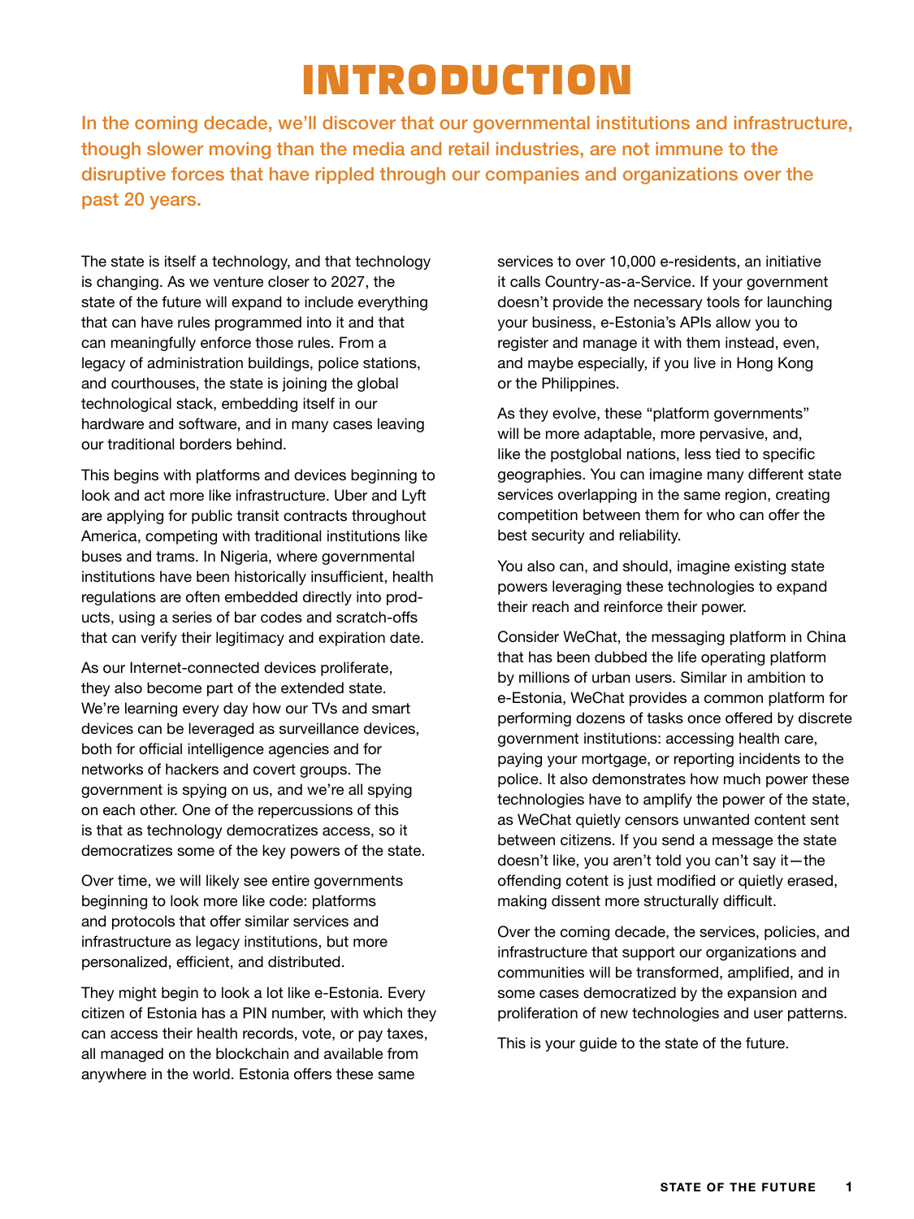# INTRODUCTION

**In the coming decade, we'll discover that our governmental institutions and infrastructure, though slower moving than the media and retail industries, are not immune to the disruptive forces that have rippled through our companies and organizations over the past 20 years.**

The state is itself a technology, and that technology is changing. As we venture closer to 2027, the state of the future will expand to include everything that can have rules programmed into it and that can meaningfully enforce those rules. From a legacy of administration buildings, police stations, and courthouses, the state is joining the global technological stack, embedding itself in our hardware and software, and in many cases leaving our traditional borders behind.

This begins with platforms and devices beginning to look and act more like infrastructure. Uber and Lyft are applying for public transit contracts throughout America, competing with traditional institutions like buses and trams. In Nigeria, where governmental institutions have been historically insufficient, health regulations are often embedded directly into products, using a series of bar codes and scratch-offs that can verify their legitimacy and expiration date.

As our Internet-connected devices proliferate, they also become part of the extended state. We're learning every day how our TVs and smart devices can be leveraged as surveillance devices, both for official intelligence agencies and for networks of hackers and covert groups. The government is spying on us, and we're all spying on each other. One of the repercussions of this is that as technology democratizes access, so it democratizes some of the key powers of the state.

Over time, we will likely see entire governments beginning to look more like code: platforms and protocols that offer similar services and infrastructure as legacy institutions, but more personalized, efficient, and distributed.

They might begin to look a lot like e-Estonia. Every citizen of Estonia has a PIN number, with which they can access their health records, vote, or pay taxes, all managed on the blockchain and available from anywhere in the world. Estonia offers these same services to over 10,000 e-residents, an initiative it calls Country-as-a-Service. If your government doesn't provide the necessary tools for launching your business, e-Estonia's APIs allow you to register and manage it with them instead, even, and maybe especially, if you live in Hong Kong or the Philippines.

As they evolve, these "platform governments" will be more adaptable, more pervasive, and, like the postglobal nations, less tied to specific geographies. You can imagine many different state services overlapping in the same region, creating competition between them for who can offer the best security and reliability.

You also can, and should, imagine existing state powers leveraging these technologies to expand their reach and reinforce their power.

Consider WeChat, the messaging platform in China that has been dubbed the life operating platform by millions of urban users. Similar in ambition to e-Estonia, WeChat provides a common platform for performing dozens of tasks once offered by discrete government institutions: accessing health care, paying your mortgage, or reporting incidents to the police. It also demonstrates how much power these technologies have to amplify the power of the state, as WeChat quietly censors unwanted content sent between citizens. If you send a message the state doesn't like, you aren't told you can't say it—the offending cotent is just modified or quietly erased, making dissent more structurally difficult.

Over the coming decade, the services, policies, and infrastructure that support our organizations and communities will be transformed, amplified, and in some cases democratized by the expansion and proliferation of new technologies and user patterns.

This is your guide to the state of the future.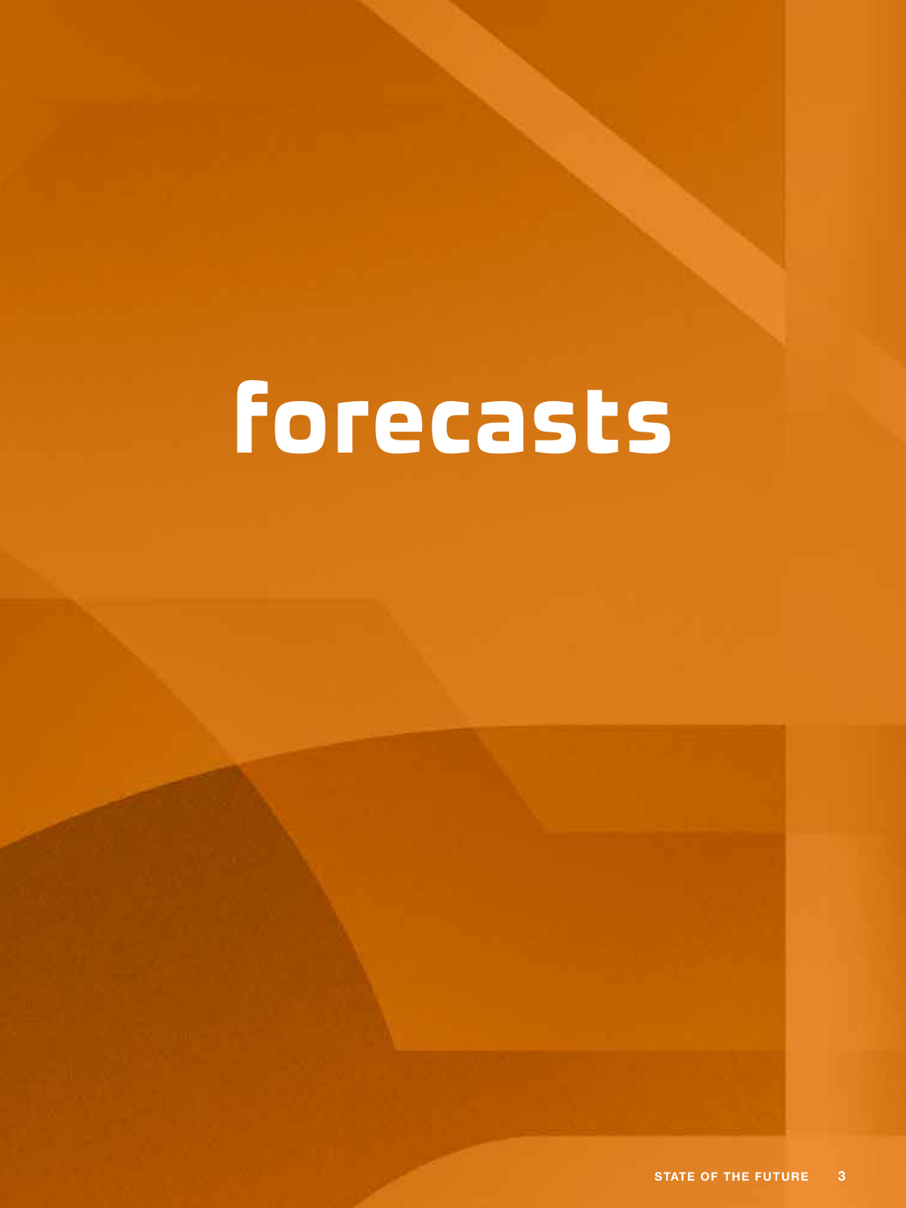# forecasts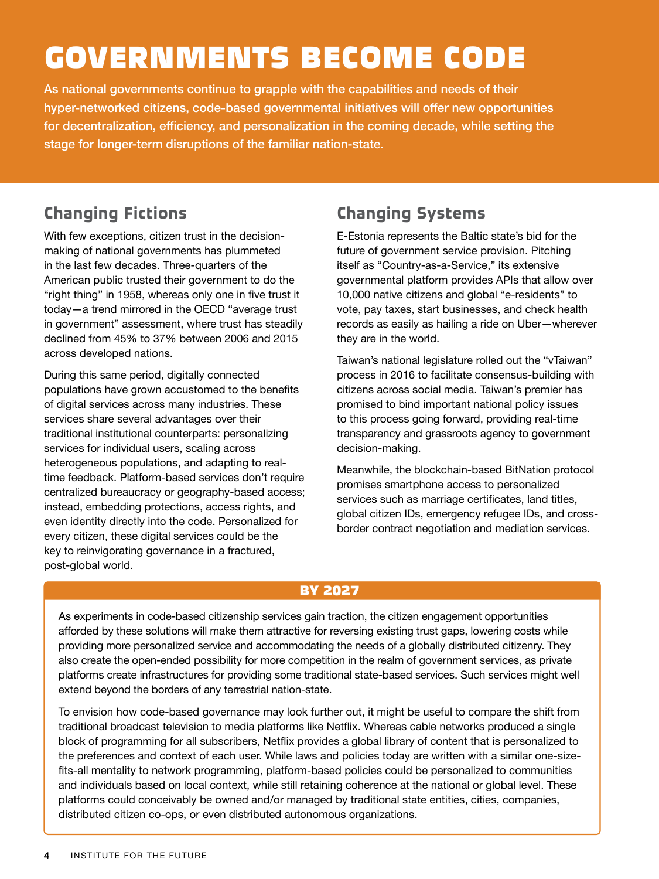# GOVERNMENTS BECOME CODE

**As national governments continue to grapple with the capabilities and needs of their hyper-networked citizens, code-based governmental initiatives will offer new opportunities for decentralization, efficiency, and personalization in the coming decade, while setting the stage for longer-term disruptions of the familiar nation-state.**

## Changing Fictions

With few exceptions, citizen trust in the decision-making of national governments has plummeted in the last few decades. Three-quarters of the American public trusted their government to do the "right thing" in 1958, whereas only one in five trust it today—a trend mirrored in the OECD "average trust in government" assessment, where trust has steadily declined from 45% to 37% between 2006 and 2015 across developed nations.

During this same period, digitally connected populations have grown accustomed to the benefits of digital services across many industries. These services share several advantages over their traditional institutional counterparts: personalizing services for individual users, scaling across heterogeneous populations, and adapting to real-time feedback. Platform-based services don't require centralized bureaucracy or geography-based access; instead, embedding protections, access rights, and even identity directly into the code. Personalized for every citizen, these digital services could be the key to reinvigorating governance in a fractured, post-global world.

## Changing Systems

E-Estonia represents the Baltic state's bid for the future of government service provision. Pitching itself as "Country-as-a-Service," its extensive governmental platform provides APIs that allow over 10,000 native citizens and global "e-residents" to vote, pay taxes, start businesses, and check health records as easily as hailing a ride on Uber—wherever they are in the world.

Taiwan's national legislature rolled out the "vTaiwan" process in 2016 to facilitate consensus-building with citizens across social media. Taiwan's premier has promised to bind important national policy issues to this process going forward, providing real-time transparency and grassroots agency to government decision-making.

Meanwhile, the blockchain-based BitNation protocol promises smartphone access to personalized services such as marriage certificates, land titles, global citizen IDs, emergency refugee IDs, and cross-border contract negotiation and mediation services.

### BY 2027

As experiments in code-based citizenship services gain traction, the citizen engagement opportunities afforded by these solutions will make them attractive for reversing existing trust gaps, lowering costs while providing more personalized service and accommodating the needs of a globally distributed citizenry. They also create the open-ended possibility for more competition in the realm of government services, as private platforms create infrastructures for providing some traditional state-based services. Such services might well extend beyond the borders of any terrestrial nation-state.

To envision how code-based governance may look further out, it might be useful to compare the shift from traditional broadcast television to media platforms like Netflix. Whereas cable networks produced a single block of programming for all subscribers, Netflix provides a global library of content that is personalized to the preferences and context of each user. While laws and policies today are written with a similar one-size-fits-all mentality to network programming, platform-based policies could be personalized to communities and individuals based on local context, while still retaining coherence at the national or global level. These platforms could conceivably be owned and/or managed by traditional state entities, cities, companies, distributed citizen co-ops, or even distributed autonomous organizations.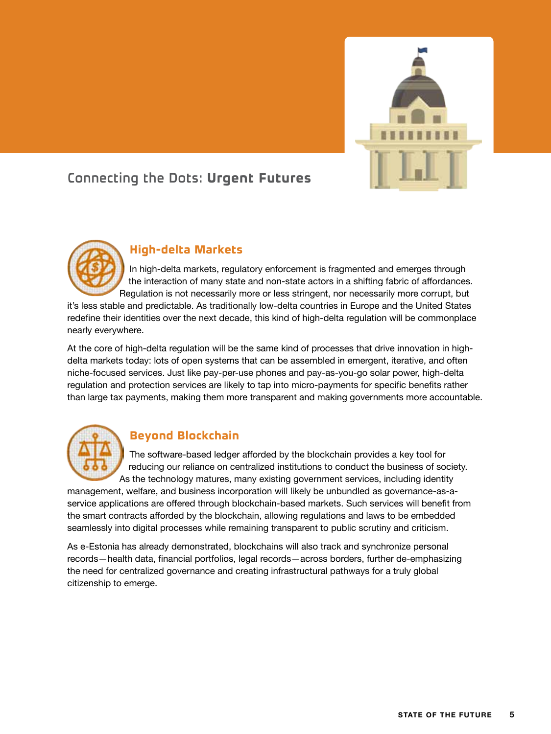## Connecting the Dots: **Urgent Futures**

### High-delta Markets

In high-delta markets, regulatory enforcement is fragmented and emerges through the interaction of many state and non-state actors in a shifting fabric of affordances. Regulation is not necessarily more or less stringent, nor necessarily more corrupt, but it's less stable and predictable. As traditionally low-delta countries in Europe and the United States redefine their identities over the next decade, this kind of high-delta regulation will be commonplace nearly everywhere.

At the core of high-delta regulation will be the same kind of processes that drive innovation in high-delta markets today: lots of open systems that can be assembled in emergent, iterative, and often niche-focused services. Just like pay-per-use phones and pay-as-you-go solar power, high-delta regulation and protection services are likely to tap into micro-payments for specific benefits rather than large tax payments, making them more transparent and making governments more accountable.

### Beyond Blockchain

The software-based ledger afforded by the blockchain provides a key tool for reducing our reliance on centralized institutions to conduct the business of society. As the technology matures, many existing government services, including identity management, welfare, and business incorporation will likely be unbundled as governance-as-a-service applications are offered through blockchain-based markets. Such services will benefit from the smart contracts afforded by the blockchain, allowing regulations and laws to be embedded seamlessly into digital processes while remaining transparent to public scrutiny and criticism.

As e-Estonia has already demonstrated, blockchains will also track and synchronize personal records—health data, financial portfolios, legal records—across borders, further de-emphasizing the need for centralized governance and creating infrastructural pathways for a truly global citizenship to emerge.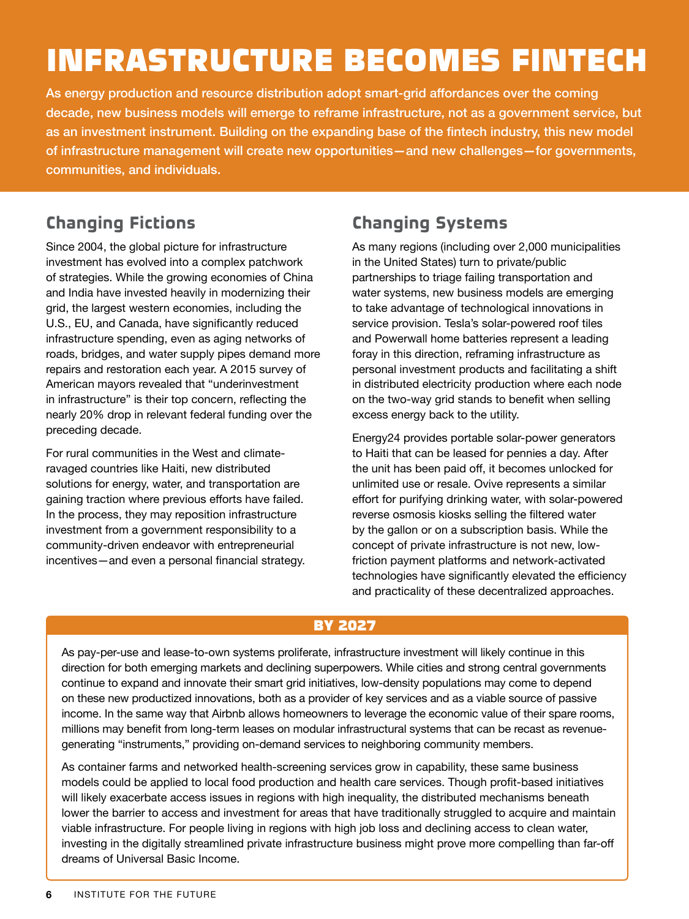# INFRASTRUCTURE BECOMES FINTECH

**As energy production and resource distribution adopt smart-grid affordances over the coming decade, new business models will emerge to reframe infrastructure, not as a government service, but as an investment instrument. Building on the expanding base of the fintech industry, this new model of infrastructure management will create new opportunities—and new challenges—for governments, communities, and individuals.**

## Changing Fictions

Since 2004, the global picture for infrastructure investment has evolved into a complex patchwork of strategies. While the growing economies of China and India have invested heavily in modernizing their grid, the largest western economies, including the U.S., EU, and Canada, have significantly reduced infrastructure spending, even as aging networks of roads, bridges, and water supply pipes demand more repairs and restoration each year. A 2015 survey of American mayors revealed that "underinvestment in infrastructure" is their top concern, reflecting the nearly 20% drop in relevant federal funding over the preceding decade.

For rural communities in the West and climate-ravaged countries like Haiti, new distributed solutions for energy, water, and transportation are gaining traction where previous efforts have failed. In the process, they may reposition infrastructure investment from a government responsibility to a community-driven endeavor with entrepreneurial incentives—and even a personal financial strategy.

## Changing Systems

As many regions (including over 2,000 municipalities in the United States) turn to private/public partnerships to triage failing transportation and water systems, new business models are emerging to take advantage of technological innovations in service provision. Tesla's solar-powered roof tiles and Powerwall home batteries represent a leading foray in this direction, reframing infrastructure as personal investment products and facilitating a shift in distributed electricity production where each node on the two-way grid stands to benefit when selling excess energy back to the utility.

Energy24 provides portable solar-power generators to Haiti that can be leased for pennies a day. After the unit has been paid off, it becomes unlocked for unlimited use or resale. Ovive represents a similar effort for purifying drinking water, with solar-powered reverse osmosis kiosks selling the filtered water by the gallon or on a subscription basis. While the concept of private infrastructure is not new, low-friction payment platforms and network-activated technologies have significantly elevated the efficiency and practicality of these decentralized approaches.

### BY 2027

As pay-per-use and lease-to-own systems proliferate, infrastructure investment will likely continue in this direction for both emerging markets and declining superpowers. While cities and strong central governments continue to expand and innovate their smart grid initiatives, low-density populations may come to depend on these new productized innovations, both as a provider of key services and as a viable source of passive income. In the same way that Airbnb allows homeowners to leverage the economic value of their spare rooms, millions may benefit from long-term leases on modular infrastructural systems that can be recast as revenue-generating "instruments," providing on-demand services to neighboring community members.

As container farms and networked health-screening services grow in capability, these same business models could be applied to local food production and health care services. Though profit-based initiatives will likely exacerbate access issues in regions with high inequality, the distributed mechanisms beneath lower the barrier to access and investment for areas that have traditionally struggled to acquire and maintain viable infrastructure. For people living in regions with high job loss and declining access to clean water, investing in the digitally streamlined private infrastructure business might prove more compelling than far-off dreams of Universal Basic Income.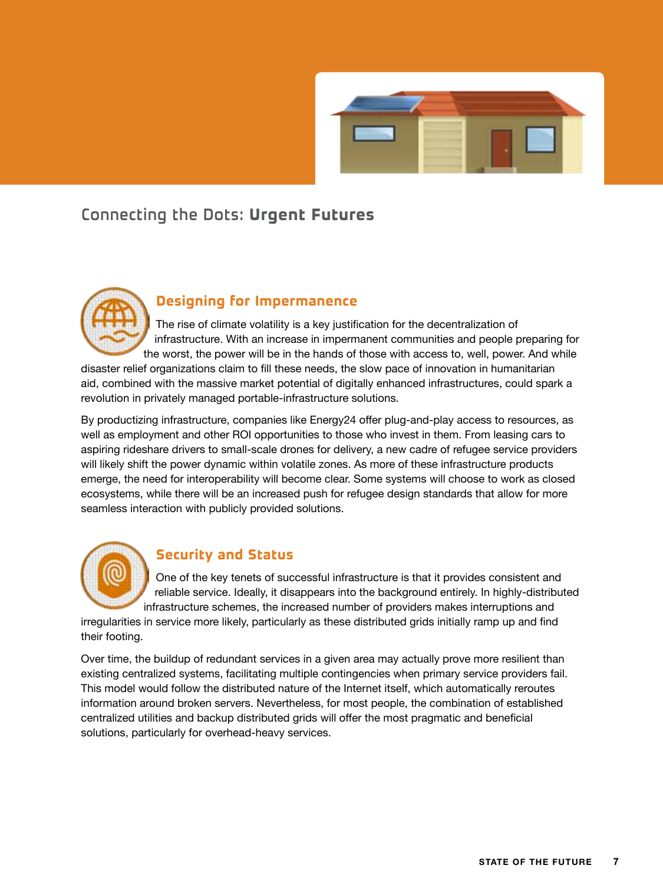## Connecting the Dots: **Urgent Futures**

### Designing for Impermanence

The rise of climate volatility is a key justification for the decentralization of infrastructure. With an increase in impermanent communities and people preparing for the worst, the power will be in the hands of those with access to, well, power. And while disaster relief organizations claim to fill these needs, the slow pace of innovation in humanitarian aid, combined with the massive market potential of digitally enhanced infrastructures, could spark a revolution in privately managed portable-infrastructure solutions.

By productizing infrastructure, companies like Energy24 offer plug-and-play access to resources, as well as employment and other ROI opportunities to those who invest in them. From leasing cars to aspiring rideshare drivers to small-scale drones for delivery, a new cadre of refugee service providers will likely shift the power dynamic within volatile zones. As more of these infrastructure products emerge, the need for interoperability will become clear. Some systems will choose to work as closed ecosystems, while there will be an increased push for refugee design standards that allow for more seamless interaction with publicly provided solutions.

### Security and Status

One of the key tenets of successful infrastructure is that it provides consistent and reliable service. Ideally, it disappears into the background entirely. In highly-distributed infrastructure schemes, the increased number of providers makes interruptions and irregularities in service more likely, particularly as these distributed grids initially ramp up and find their footing.

Over time, the buildup of redundant services in a given area may actually prove more resilient than existing centralized systems, facilitating multiple contingencies when primary service providers fail. This model would follow the distributed nature of the Internet itself, which automatically reroutes information around broken servers. Nevertheless, for most people, the combination of established centralized utilities and backup distributed grids will offer the most pragmatic and beneficial solutions, particularly for overhead-heavy services.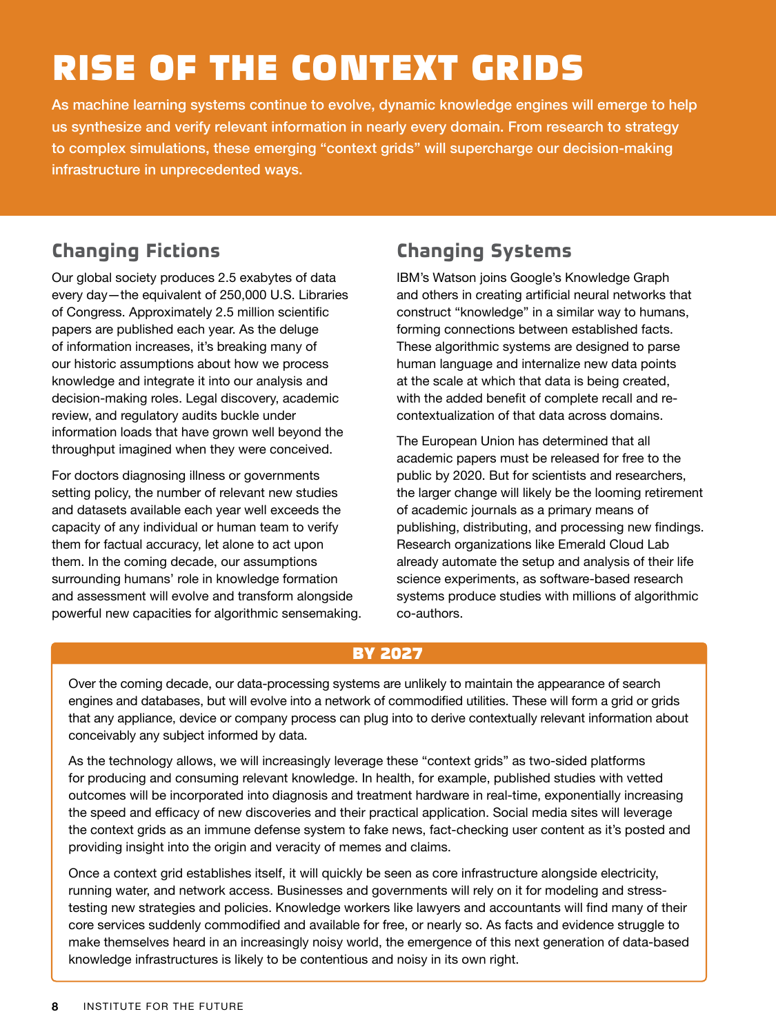# RISE OF THE CONTEXT GRIDS

As machine learning systems continue to evolve, dynamic knowledge engines will emerge to help us synthesize and verify relevant information in nearly every domain. From research to strategy to complex simulations, these emerging "context grids" will supercharge our decision-making infrastructure in unprecedented ways.

## Changing Fictions

Our global society produces 2.5 exabytes of data every day—the equivalent of 250,000 U.S. Libraries of Congress. Approximately 2.5 million scientific papers are published each year. As the deluge of information increases, it's breaking many of our historic assumptions about how we process knowledge and integrate it into our analysis and decision-making roles. Legal discovery, academic review, and regulatory audits buckle under information loads that have grown well beyond the throughput imagined when they were conceived.

For doctors diagnosing illness or governments setting policy, the number of relevant new studies and datasets available each year well exceeds the capacity of any individual or human team to verify them for factual accuracy, let alone to act upon them. In the coming decade, our assumptions surrounding humans' role in knowledge formation and assessment will evolve and transform alongside powerful new capacities for algorithmic sensemaking.

## Changing Systems

IBM's Watson joins Google's Knowledge Graph and others in creating artificial neural networks that construct "knowledge" in a similar way to humans, forming connections between established facts. These algorithmic systems are designed to parse human language and internalize new data points at the scale at which that data is being created, with the added benefit of complete recall and re-contextualization of that data across domains.

The European Union has determined that all academic papers must be released for free to the public by 2020. But for scientists and researchers, the larger change will likely be the looming retirement of academic journals as a primary means of publishing, distributing, and processing new findings. Research organizations like Emerald Cloud Lab already automate the setup and analysis of their life science experiments, as software-based research systems produce studies with millions of algorithmic co-authors.

### BY 2027

Over the coming decade, our data-processing systems are unlikely to maintain the appearance of search engines and databases, but will evolve into a network of commodified utilities. These will form a grid or grids that any appliance, device or company process can plug into to derive contextually relevant information about conceivably any subject informed by data.

As the technology allows, we will increasingly leverage these "context grids" as two-sided platforms for producing and consuming relevant knowledge. In health, for example, published studies with vetted outcomes will be incorporated into diagnosis and treatment hardware in real-time, exponentially increasing the speed and efficacy of new discoveries and their practical application. Social media sites will leverage the context grids as an immune defense system to fake news, fact-checking user content as it's posted and providing insight into the origin and veracity of memes and claims.

Once a context grid establishes itself, it will quickly be seen as core infrastructure alongside electricity, running water, and network access. Businesses and governments will rely on it for modeling and stress-testing new strategies and policies. Knowledge workers like lawyers and accountants will find many of their core services suddenly commodified and available for free, or nearly so. As facts and evidence struggle to make themselves heard in an increasingly noisy world, the emergence of this next generation of data-based knowledge infrastructures is likely to be contentious and noisy in its own right.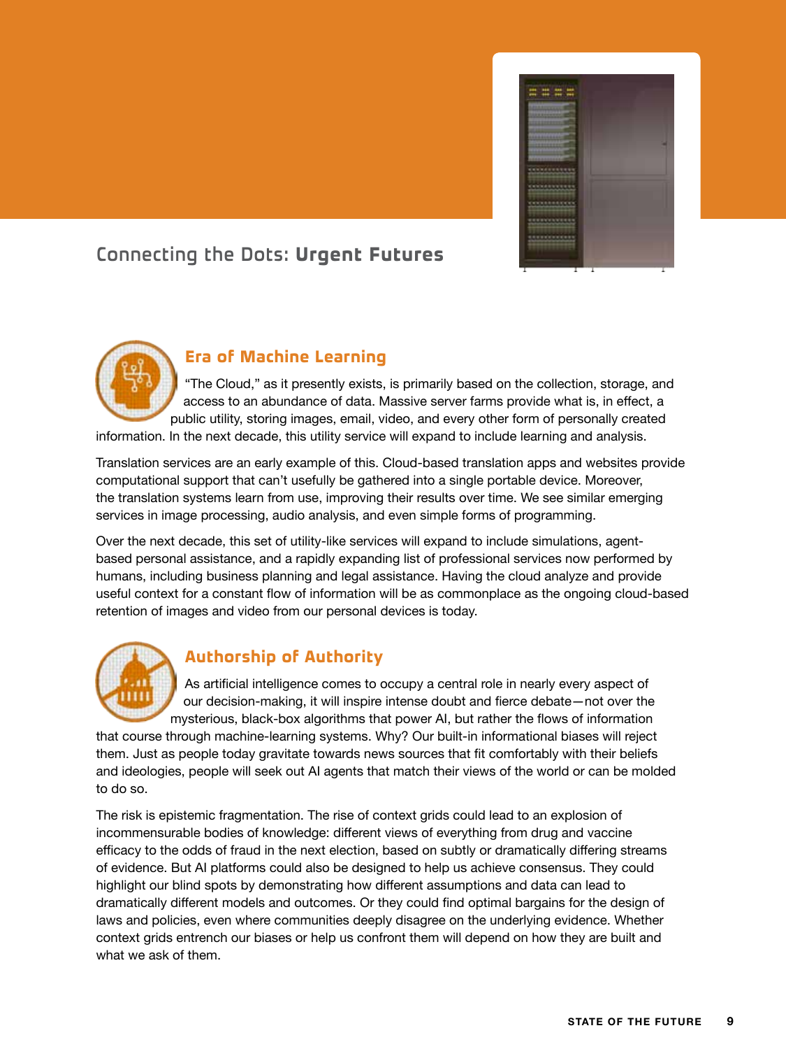## Connecting the Dots: **Urgent Futures**

### Era of Machine Learning

"The Cloud," as it presently exists, is primarily based on the collection, storage, and access to an abundance of data. Massive server farms provide what is, in effect, a public utility, storing images, email, video, and every other form of personally created information. In the next decade, this utility service will expand to include learning and analysis.

Translation services are an early example of this. Cloud-based translation apps and websites provide computational support that can't usefully be gathered into a single portable device. Moreover, the translation systems learn from use, improving their results over time. We see similar emerging services in image processing, audio analysis, and even simple forms of programming.

Over the next decade, this set of utility-like services will expand to include simulations, agent-based personal assistance, and a rapidly expanding list of professional services now performed by humans, including business planning and legal assistance. Having the cloud analyze and provide useful context for a constant flow of information will be as commonplace as the ongoing cloud-based retention of images and video from our personal devices is today.

### Authorship of Authority

As artificial intelligence comes to occupy a central role in nearly every aspect of our decision-making, it will inspire intense doubt and fierce debate—not over the mysterious, black-box algorithms that power AI, but rather the flows of information that course through machine-learning systems. Why? Our built-in informational biases will reject them. Just as people today gravitate towards news sources that fit comfortably with their beliefs and ideologies, people will seek out AI agents that match their views of the world or can be molded to do so.

The risk is epistemic fragmentation. The rise of context grids could lead to an explosion of incommensurable bodies of knowledge: different views of everything from drug and vaccine efficacy to the odds of fraud in the next election, based on subtly or dramatically differing streams of evidence. But AI platforms could also be designed to help us achieve consensus. They could highlight our blind spots by demonstrating how different assumptions and data can lead to dramatically different models and outcomes. Or they could find optimal bargains for the design of laws and policies, even where communities deeply disagree on the underlying evidence. Whether context grids entrench our biases or help us confront them will depend on how they are built and what we ask of them.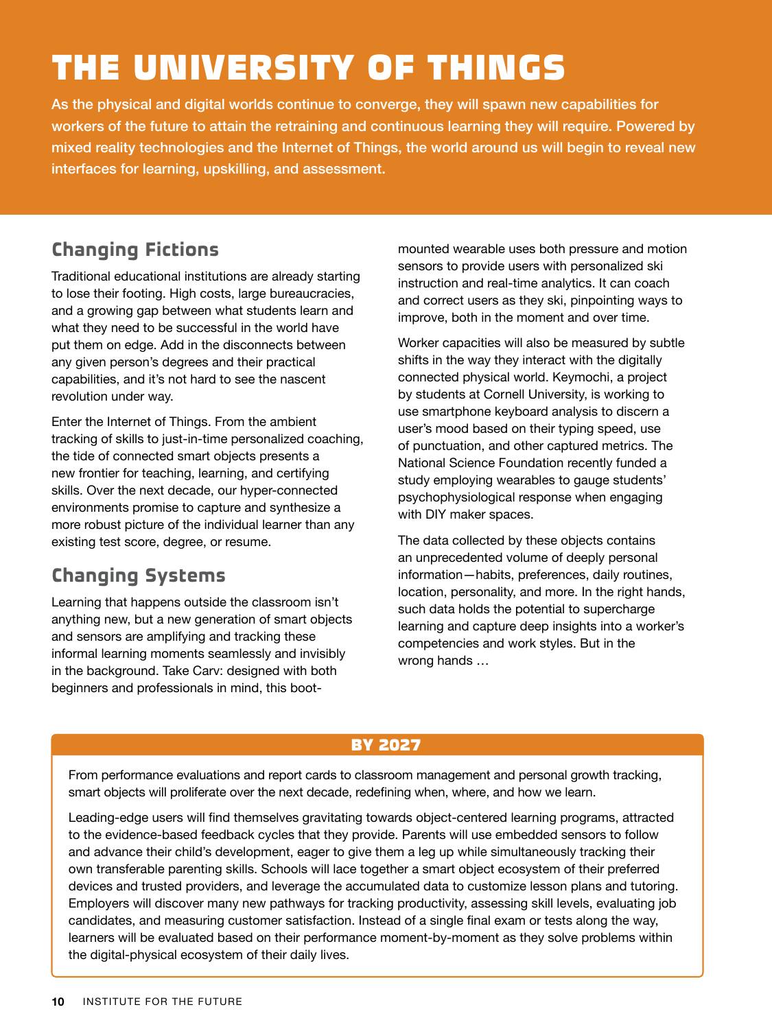# THE UNIVERSITY OF THINGS

**As the physical and digital worlds continue to converge, they will spawn new capabilities for workers of the future to attain the retraining and continuous learning they will require. Powered by mixed reality technologies and the Internet of Things, the world around us will begin to reveal new interfaces for learning, upskilling, and assessment.**

## Changing Fictions

Traditional educational institutions are already starting to lose their footing. High costs, large bureaucracies, and a growing gap between what students learn and what they need to be successful in the world have put them on edge. Add in the disconnects between any given person's degrees and their practical capabilities, and it's not hard to see the nascent revolution under way.

Enter the Internet of Things. From the ambient tracking of skills to just-in-time personalized coaching, the tide of connected smart objects presents a new frontier for teaching, learning, and certifying skills. Over the next decade, our hyper-connected environments promise to capture and synthesize a more robust picture of the individual learner than any existing test score, degree, or resume.

## Changing Systems

Learning that happens outside the classroom isn't anything new, but a new generation of smart objects and sensors are amplifying and tracking these informal learning moments seamlessly and invisibly in the background. Take Carv: designed with both beginners and professionals in mind, this boot-mounted wearable uses both pressure and motion sensors to provide users with personalized ski instruction and real-time analytics. It can coach and correct users as they ski, pinpointing ways to improve, both in the moment and over time.

Worker capacities will also be measured by subtle shifts in the way they interact with the digitally connected physical world. Keymochi, a project by students at Cornell University, is working to use smartphone keyboard analysis to discern a user's mood based on their typing speed, use of punctuation, and other captured metrics. The National Science Foundation recently funded a study employing wearables to gauge students' psychophysiological response when engaging with DIY maker spaces.

The data collected by these objects contains an unprecedented volume of deeply personal information—habits, preferences, daily routines, location, personality, and more. In the right hands, such data holds the potential to supercharge learning and capture deep insights into a worker's competencies and work styles. But in the wrong hands …

## BY 2027

From performance evaluations and report cards to classroom management and personal growth tracking, smart objects will proliferate over the next decade, redefining when, where, and how we learn.

Leading-edge users will find themselves gravitating towards object-centered learning programs, attracted to the evidence-based feedback cycles that they provide. Parents will use embedded sensors to follow and advance their child's development, eager to give them a leg up while simultaneously tracking their own transferable parenting skills. Schools will lace together a smart object ecosystem of their preferred devices and trusted providers, and leverage the accumulated data to customize lesson plans and tutoring. Employers will discover many new pathways for tracking productivity, assessing skill levels, evaluating job candidates, and measuring customer satisfaction. Instead of a single final exam or tests along the way, learners will be evaluated based on their performance moment-by-moment as they solve problems within the digital-physical ecosystem of their daily lives.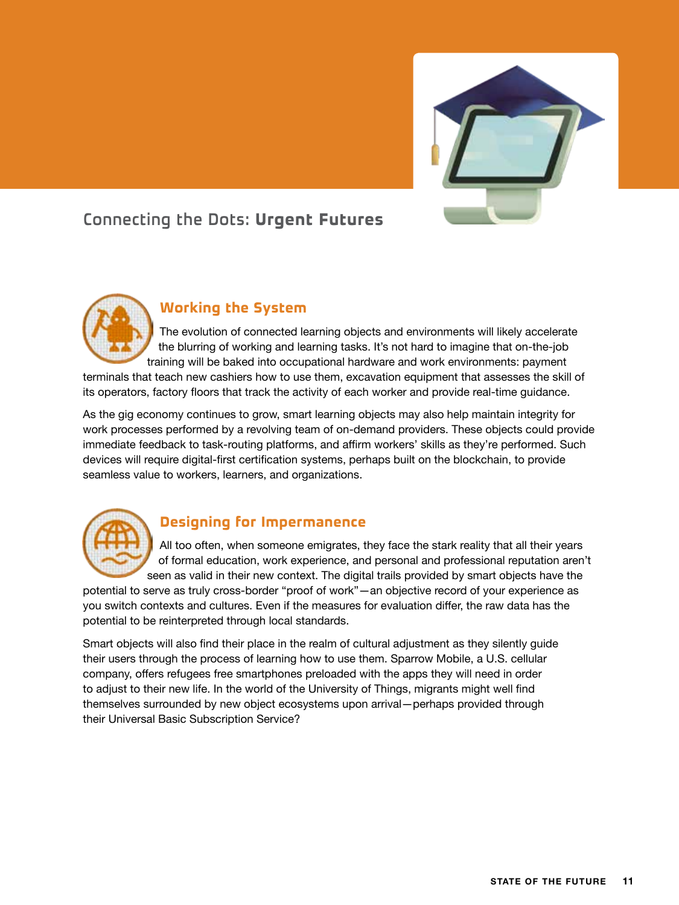## Connecting the Dots: **Urgent Futures**

### Working the System

The evolution of connected learning objects and environments will likely accelerate the blurring of working and learning tasks. It's not hard to imagine that on-the-job training will be baked into occupational hardware and work environments: payment terminals that teach new cashiers how to use them, excavation equipment that assesses the skill of its operators, factory floors that track the activity of each worker and provide real-time guidance.

As the gig economy continues to grow, smart learning objects may also help maintain integrity for work processes performed by a revolving team of on-demand providers. These objects could provide immediate feedback to task-routing platforms, and affirm workers' skills as they're performed. Such devices will require digital-first certification systems, perhaps built on the blockchain, to provide seamless value to workers, learners, and organizations.

### Designing for Impermanence

All too often, when someone emigrates, they face the stark reality that all their years of formal education, work experience, and personal and professional reputation aren't seen as valid in their new context. The digital trails provided by smart objects have the potential to serve as truly cross-border "proof of work"—an objective record of your experience as you switch contexts and cultures. Even if the measures for evaluation differ, the raw data has the potential to be reinterpreted through local standards.

Smart objects will also find their place in the realm of cultural adjustment as they silently guide their users through the process of learning how to use them. Sparrow Mobile, a U.S. cellular company, offers refugees free smartphones preloaded with the apps they will need in order to adjust to their new life. In the world of the University of Things, migrants might well find themselves surrounded by new object ecosystems upon arrival—perhaps provided through their Universal Basic Subscription Service?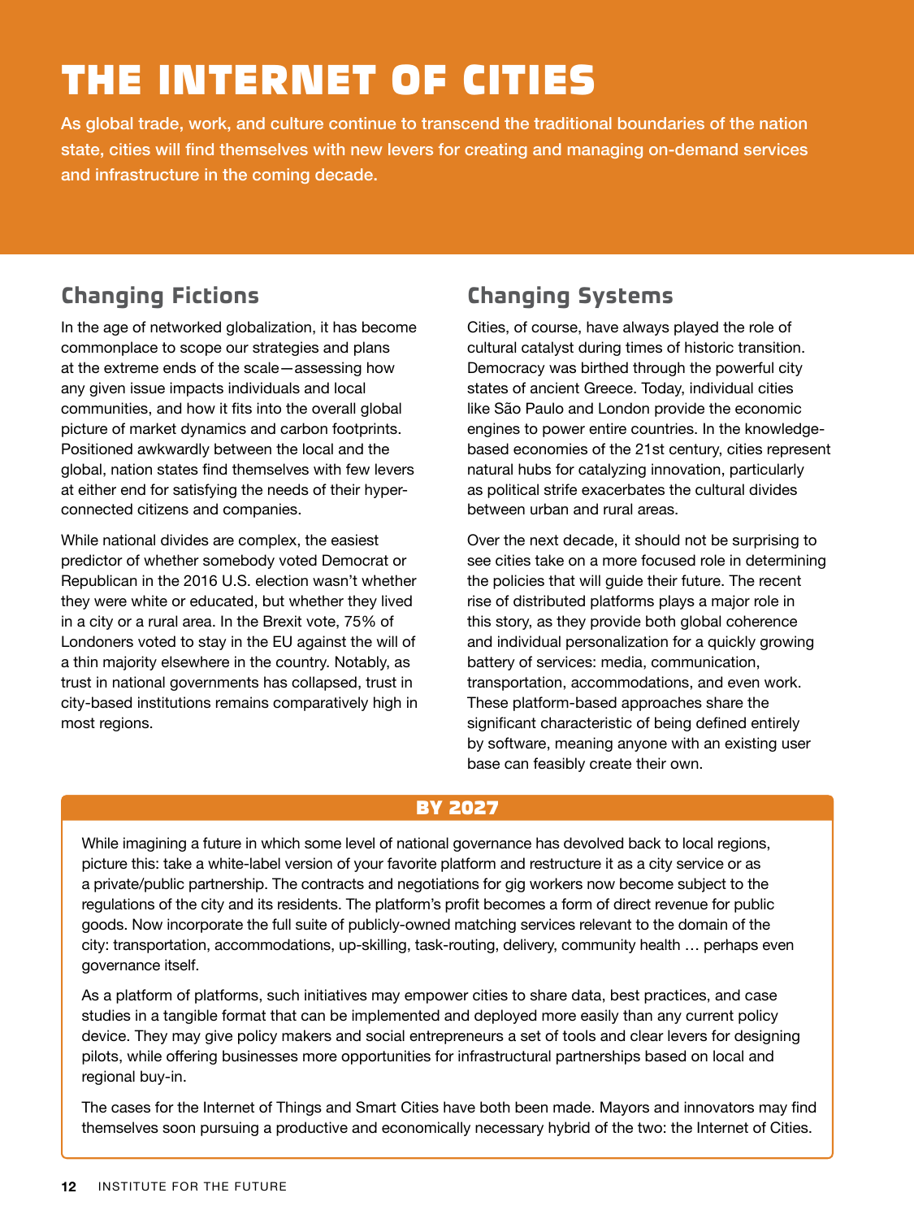# THE INTERNET OF CITIES

**As global trade, work, and culture continue to transcend the traditional boundaries of the nation state, cities will find themselves with new levers for creating and managing on-demand services and infrastructure in the coming decade.**

## Changing Fictions

In the age of networked globalization, it has become commonplace to scope our strategies and plans at the extreme ends of the scale—assessing how any given issue impacts individuals and local communities, and how it fits into the overall global picture of market dynamics and carbon footprints. Positioned awkwardly between the local and the global, nation states find themselves with few levers at either end for satisfying the needs of their hyper-connected citizens and companies.

While national divides are complex, the easiest predictor of whether somebody voted Democrat or Republican in the 2016 U.S. election wasn't whether they were white or educated, but whether they lived in a city or a rural area. In the Brexit vote, 75% of Londoners voted to stay in the EU against the will of a thin majority elsewhere in the country. Notably, as trust in national governments has collapsed, trust in city-based institutions remains comparatively high in most regions.

## Changing Systems

Cities, of course, have always played the role of cultural catalyst during times of historic transition. Democracy was birthed through the powerful city states of ancient Greece. Today, individual cities like São Paulo and London provide the economic engines to power entire countries. In the knowledge-based economies of the 21st century, cities represent natural hubs for catalyzing innovation, particularly as political strife exacerbates the cultural divides between urban and rural areas.

Over the next decade, it should not be surprising to see cities take on a more focused role in determining the policies that will guide their future. The recent rise of distributed platforms plays a major role in this story, as they provide both global coherence and individual personalization for a quickly growing battery of services: media, communication, transportation, accommodations, and even work. These platform-based approaches share the significant characteristic of being defined entirely by software, meaning anyone with an existing user base can feasibly create their own.

### BY 2027

While imagining a future in which some level of national governance has devolved back to local regions, picture this: take a white-label version of your favorite platform and restructure it as a city service or as a private/public partnership. The contracts and negotiations for gig workers now become subject to the regulations of the city and its residents. The platform's profit becomes a form of direct revenue for public goods. Now incorporate the full suite of publicly-owned matching services relevant to the domain of the city: transportation, accommodations, up-skilling, task-routing, delivery, community health … perhaps even governance itself.

As a platform of platforms, such initiatives may empower cities to share data, best practices, and case studies in a tangible format that can be implemented and deployed more easily than any current policy device. They may give policy makers and social entrepreneurs a set of tools and clear levers for designing pilots, while offering businesses more opportunities for infrastructural partnerships based on local and regional buy-in.

The cases for the Internet of Things and Smart Cities have both been made. Mayors and innovators may find themselves soon pursuing a productive and economically necessary hybrid of the two: the Internet of Cities.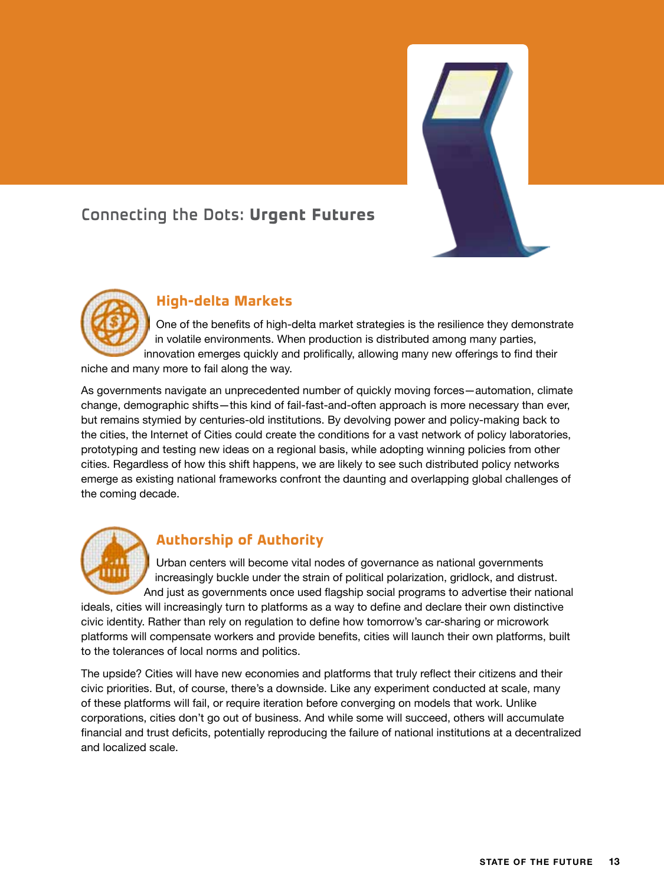## Connecting the Dots: **Urgent Futures**

### High-delta Markets

One of the benefits of high-delta market strategies is the resilience they demonstrate in volatile environments. When production is distributed among many parties, innovation emerges quickly and prolifically, allowing many new offerings to find their niche and many more to fail along the way.

As governments navigate an unprecedented number of quickly moving forces—automation, climate change, demographic shifts—this kind of fail-fast-and-often approach is more necessary than ever, but remains stymied by centuries-old institutions. By devolving power and policy-making back to the cities, the Internet of Cities could create the conditions for a vast network of policy laboratories, prototyping and testing new ideas on a regional basis, while adopting winning policies from other cities. Regardless of how this shift happens, we are likely to see such distributed policy networks emerge as existing national frameworks confront the daunting and overlapping global challenges of the coming decade.

### Authorship of Authority

Urban centers will become vital nodes of governance as national governments increasingly buckle under the strain of political polarization, gridlock, and distrust. And just as governments once used flagship social programs to advertise their national ideals, cities will increasingly turn to platforms as a way to define and declare their own distinctive civic identity. Rather than rely on regulation to define how tomorrow's car-sharing or microwork platforms will compensate workers and provide benefits, cities will launch their own platforms, built to the tolerances of local norms and politics.

The upside? Cities will have new economies and platforms that truly reflect their citizens and their civic priorities. But, of course, there's a downside. Like any experiment conducted at scale, many of these platforms will fail, or require iteration before converging on models that work. Unlike corporations, cities don't go out of business. And while some will succeed, others will accumulate financial and trust deficits, potentially reproducing the failure of national institutions at a decentralized and localized scale.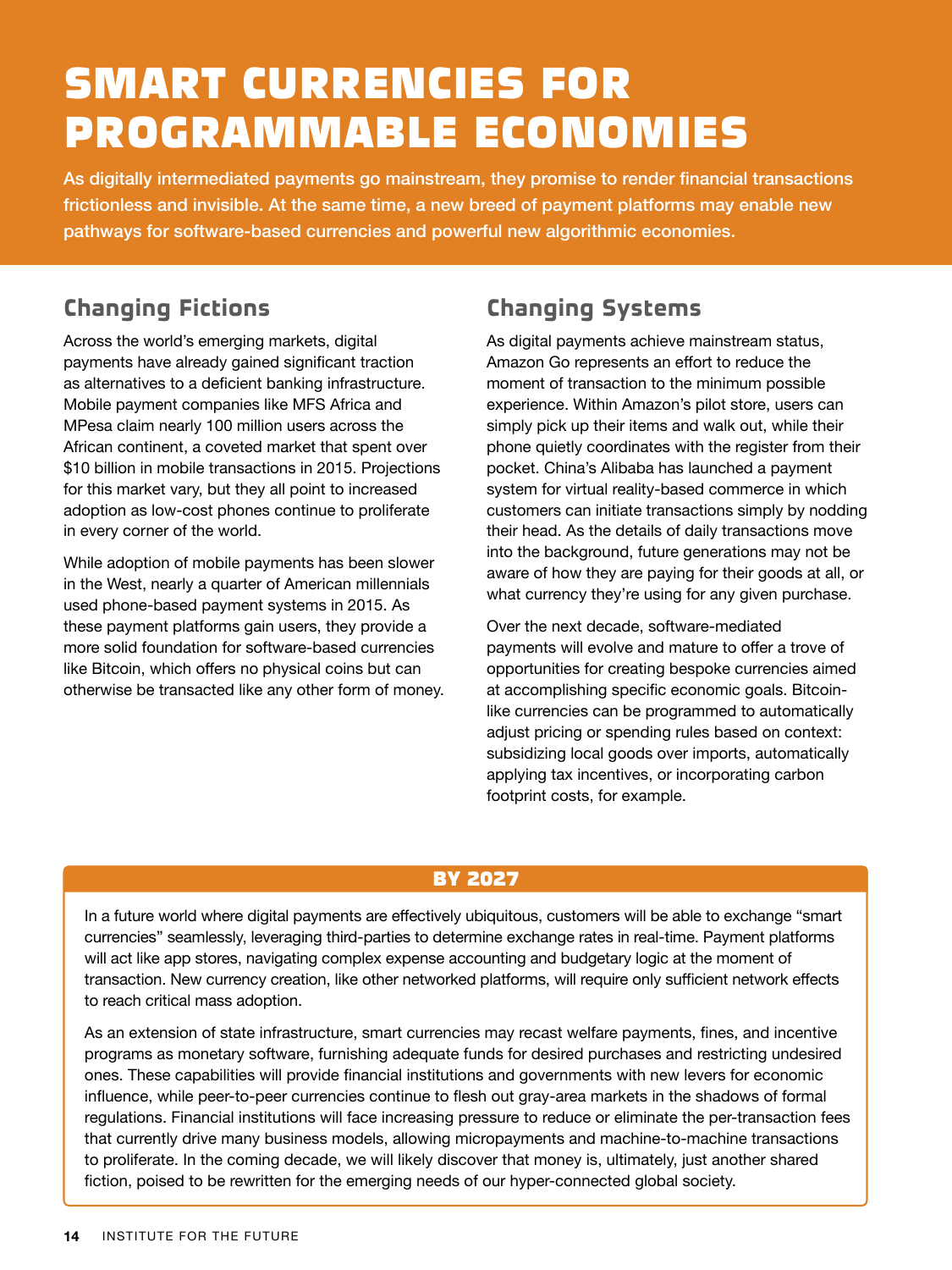# SMART CURRENCIES FOR PROGRAMMABLE ECONOMIES

**As digitally intermediated payments go mainstream, they promise to render financial transactions frictionless and invisible. At the same time, a new breed of payment platforms may enable new pathways for software-based currencies and powerful new algorithmic economies.**

## Changing Fictions

Across the world's emerging markets, digital payments have already gained significant traction as alternatives to a deficient banking infrastructure. Mobile payment companies like MFS Africa and MPesa claim nearly 100 million users across the African continent, a coveted market that spent over $10 billion in mobile transactions in 2015. Projections for this market vary, but they all point to increased adoption as low-cost phones continue to proliferate in every corner of the world.

While adoption of mobile payments has been slower in the West, nearly a quarter of American millennials used phone-based payment systems in 2015. As these payment platforms gain users, they provide a more solid foundation for software-based currencies like Bitcoin, which offers no physical coins but can otherwise be transacted like any other form of money.

## Changing Systems

As digital payments achieve mainstream status, Amazon Go represents an effort to reduce the moment of transaction to the minimum possible experience. Within Amazon's pilot store, users can simply pick up their items and walk out, while their phone quietly coordinates with the register from their pocket. China's Alibaba has launched a payment system for virtual reality-based commerce in which customers can initiate transactions simply by nodding their head. As the details of daily transactions move into the background, future generations may not be aware of how they are paying for their goods at all, or what currency they're using for any given purchase.

Over the next decade, software-mediated payments will evolve and mature to offer a trove of opportunities for creating bespoke currencies aimed at accomplishing specific economic goals. Bitcoin-like currencies can be programmed to automatically adjust pricing or spending rules based on context: subsidizing local goods over imports, automatically applying tax incentives, or incorporating carbon footprint costs, for example.

### BY 2027

In a future world where digital payments are effectively ubiquitous, customers will be able to exchange "smart currencies" seamlessly, leveraging third-parties to determine exchange rates in real-time. Payment platforms will act like app stores, navigating complex expense accounting and budgetary logic at the moment of transaction. New currency creation, like other networked platforms, will require only sufficient network effects to reach critical mass adoption.

As an extension of state infrastructure, smart currencies may recast welfare payments, fines, and incentive programs as monetary software, furnishing adequate funds for desired purchases and restricting undesired ones. These capabilities will provide financial institutions and governments with new levers for economic influence, while peer-to-peer currencies continue to flesh out gray-area markets in the shadows of formal regulations. Financial institutions will face increasing pressure to reduce or eliminate the per-transaction fees that currently drive many business models, allowing micropayments and machine-to-machine transactions to proliferate. In the coming decade, we will likely discover that money is, ultimately, just another shared fiction, poised to be rewritten for the emerging needs of our hyper-connected global society.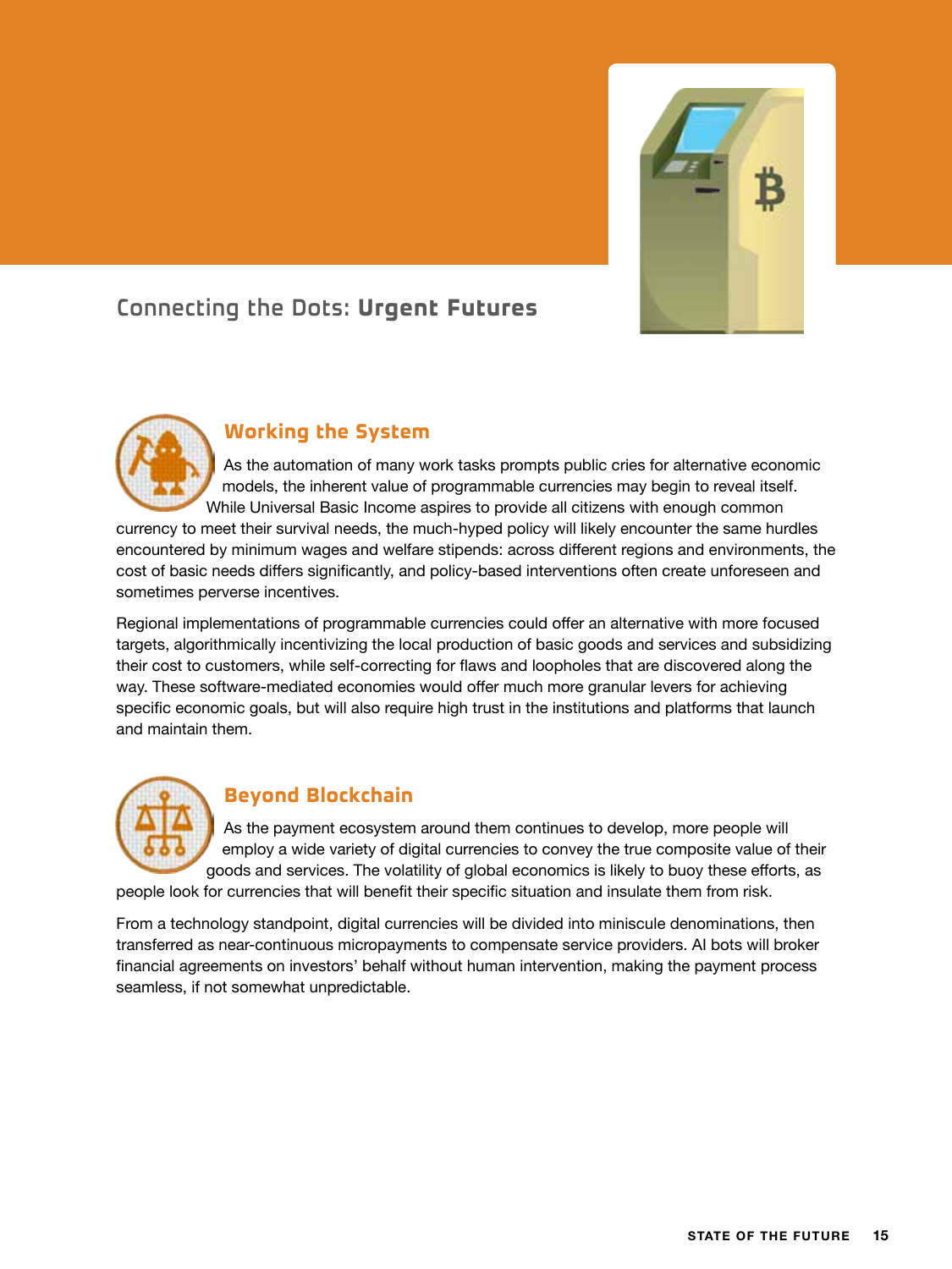## Connecting the Dots: **Urgent Futures**

### Working the System

As the automation of many work tasks prompts public cries for alternative economic models, the inherent value of programmable currencies may begin to reveal itself. While Universal Basic Income aspires to provide all citizens with enough common currency to meet their survival needs, the much-hyped policy will likely encounter the same hurdles encountered by minimum wages and welfare stipends: across different regions and environments, the cost of basic needs differs significantly, and policy-based interventions often create unforeseen and sometimes perverse incentives.

Regional implementations of programmable currencies could offer an alternative with more focused targets, algorithmically incentivizing the local production of basic goods and services and subsidizing their cost to customers, while self-correcting for flaws and loopholes that are discovered along the way. These software-mediated economies would offer much more granular levers for achieving specific economic goals, but will also require high trust in the institutions and platforms that launch and maintain them.

### Beyond Blockchain

As the payment ecosystem around them continues to develop, more people will employ a wide variety of digital currencies to convey the true composite value of their goods and services. The volatility of global economics is likely to buoy these efforts, as people look for currencies that will benefit their specific situation and insulate them from risk.

From a technology standpoint, digital currencies will be divided into miniscule denominations, then transferred as near-continuous micropayments to compensate service providers. AI bots will broker financial agreements on investors' behalf without human intervention, making the payment process seamless, if not somewhat unpredictable.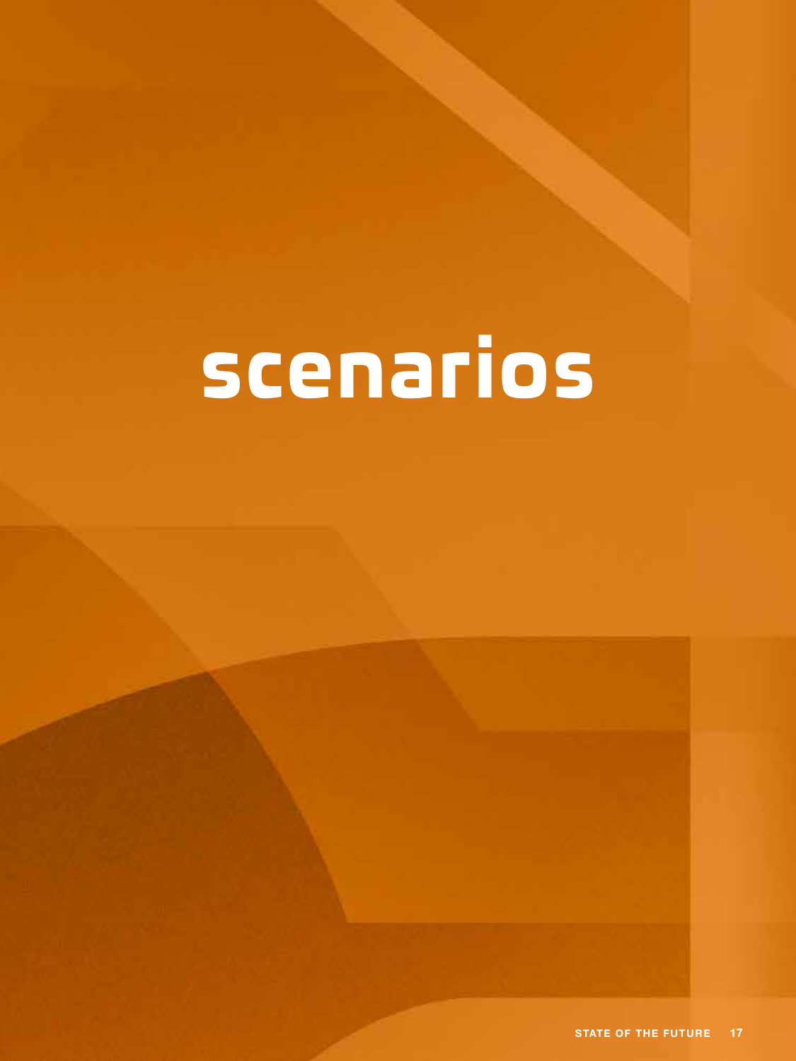# scenarios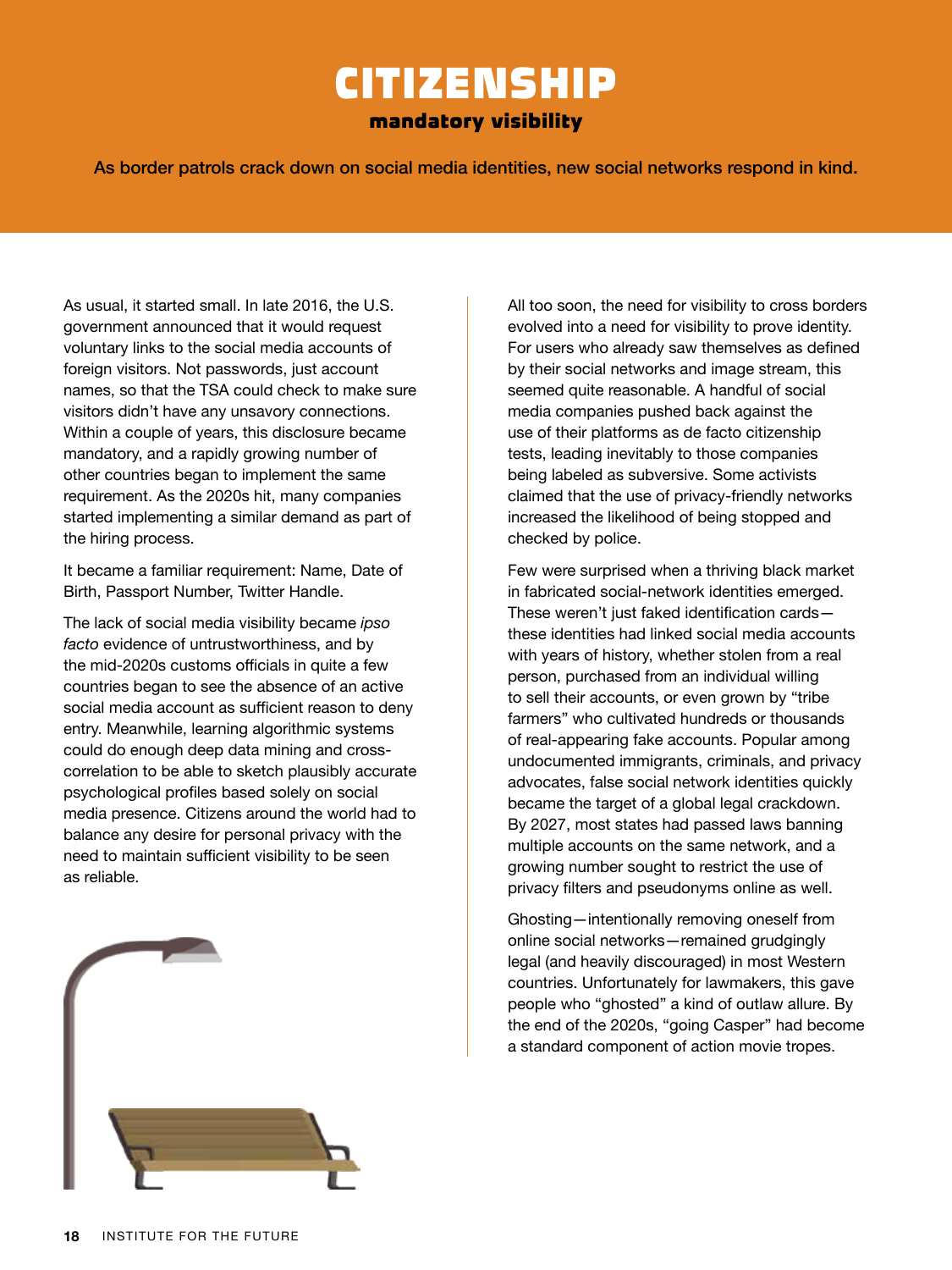# CITIZENSHIP

## mandatory visibility

**As border patrols crack down on social media identities, new social networks respond in kind.**

As usual, it started small. In late 2016, the U.S. government announced that it would request voluntary links to the social media accounts of foreign visitors. Not passwords, just account names, so that the TSA could check to make sure visitors didn't have any unsavory connections. Within a couple of years, this disclosure became mandatory, and a rapidly growing number of other countries began to implement the same requirement. As the 2020s hit, many companies started implementing a similar demand as part of the hiring process.

It became a familiar requirement: Name, Date of Birth, Passport Number, Twitter Handle.

The lack of social media visibility became *ipso facto* evidence of untrustworthiness, and by the mid-2020s customs officials in quite a few countries began to see the absence of an active social media account as sufficient reason to deny entry. Meanwhile, learning algorithmic systems could do enough deep data mining and cross-correlation to be able to sketch plausibly accurate psychological profiles based solely on social media presence. Citizens around the world had to balance any desire for personal privacy with the need to maintain sufficient visibility to be seen as reliable.

All too soon, the need for visibility to cross borders evolved into a need for visibility to prove identity. For users who already saw themselves as defined by their social networks and image stream, this seemed quite reasonable. A handful of social media companies pushed back against the use of their platforms as de facto citizenship tests, leading inevitably to those companies being labeled as subversive. Some activists claimed that the use of privacy-friendly networks increased the likelihood of being stopped and checked by police.

Few were surprised when a thriving black market in fabricated social-network identities emerged. These weren't just faked identification cards—these identities had linked social media accounts with years of history, whether stolen from a real person, purchased from an individual willing to sell their accounts, or even grown by "tribe farmers" who cultivated hundreds or thousands of real-appearing fake accounts. Popular among undocumented immigrants, criminals, and privacy advocates, false social network identities quickly became the target of a global legal crackdown. By 2027, most states had passed laws banning multiple accounts on the same network, and a growing number sought to restrict the use of privacy filters and pseudonyms online as well.

Ghosting—intentionally removing oneself from online social networks—remained grudgingly legal (and heavily discouraged) in most Western countries. Unfortunately for lawmakers, this gave people who "ghosted" a kind of outlaw allure. By the end of the 2020s, "going Casper" had become a standard component of action movie tropes.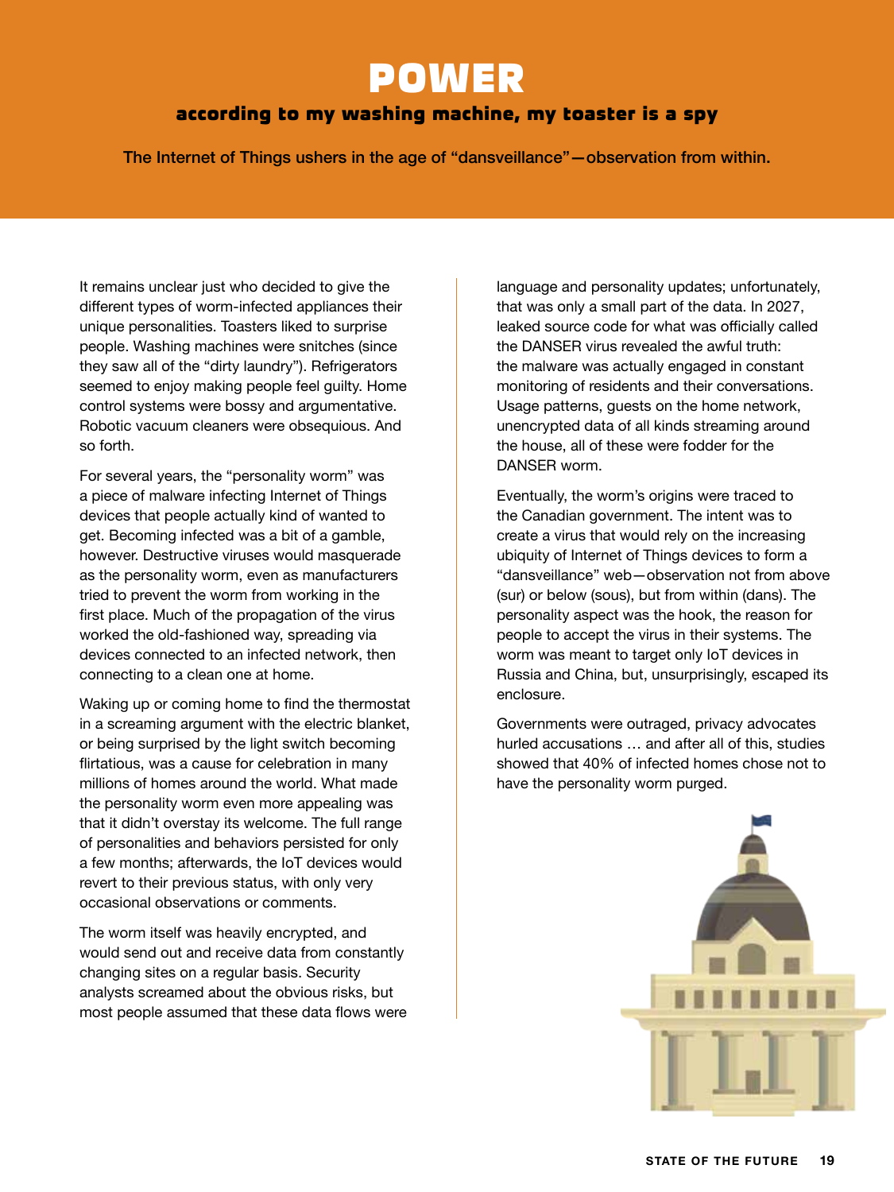# POWER

## according to my washing machine, my toaster is a spy

**The Internet of Things ushers in the age of "dansveillance"—observation from within.**

It remains unclear just who decided to give the different types of worm-infected appliances their unique personalities. Toasters liked to surprise people. Washing machines were snitches (since they saw all of the "dirty laundry"). Refrigerators seemed to enjoy making people feel guilty. Home control systems were bossy and argumentative. Robotic vacuum cleaners were obsequious. And so forth.

For several years, the "personality worm" was a piece of malware infecting Internet of Things devices that people actually kind of wanted to get. Becoming infected was a bit of a gamble, however. Destructive viruses would masquerade as the personality worm, even as manufacturers tried to prevent the worm from working in the first place. Much of the propagation of the virus worked the old-fashioned way, spreading via devices connected to an infected network, then connecting to a clean one at home.

Waking up or coming home to find the thermostat in a screaming argument with the electric blanket, or being surprised by the light switch becoming flirtatious, was a cause for celebration in many millions of homes around the world. What made the personality worm even more appealing was that it didn't overstay its welcome. The full range of personalities and behaviors persisted for only a few months; afterwards, the IoT devices would revert to their previous status, with only very occasional observations or comments.

The worm itself was heavily encrypted, and would send out and receive data from constantly changing sites on a regular basis. Security analysts screamed about the obvious risks, but most people assumed that these data flows were language and personality updates; unfortunately, that was only a small part of the data. In 2027, leaked source code for what was officially called the DANSER virus revealed the awful truth: the malware was actually engaged in constant monitoring of residents and their conversations. Usage patterns, guests on the home network, unencrypted data of all kinds streaming around the house, all of these were fodder for the DANSER worm.

Eventually, the worm's origins were traced to the Canadian government. The intent was to create a virus that would rely on the increasing ubiquity of Internet of Things devices to form a "dansveillance" web—observation not from above (sur) or below (sous), but from within (dans). The personality aspect was the hook, the reason for people to accept the virus in their systems. The worm was meant to target only IoT devices in Russia and China, but, unsurprisingly, escaped its enclosure.

Governments were outraged, privacy advocates hurled accusations … and after all of this, studies showed that 40% of infected homes chose not to have the personality worm purged.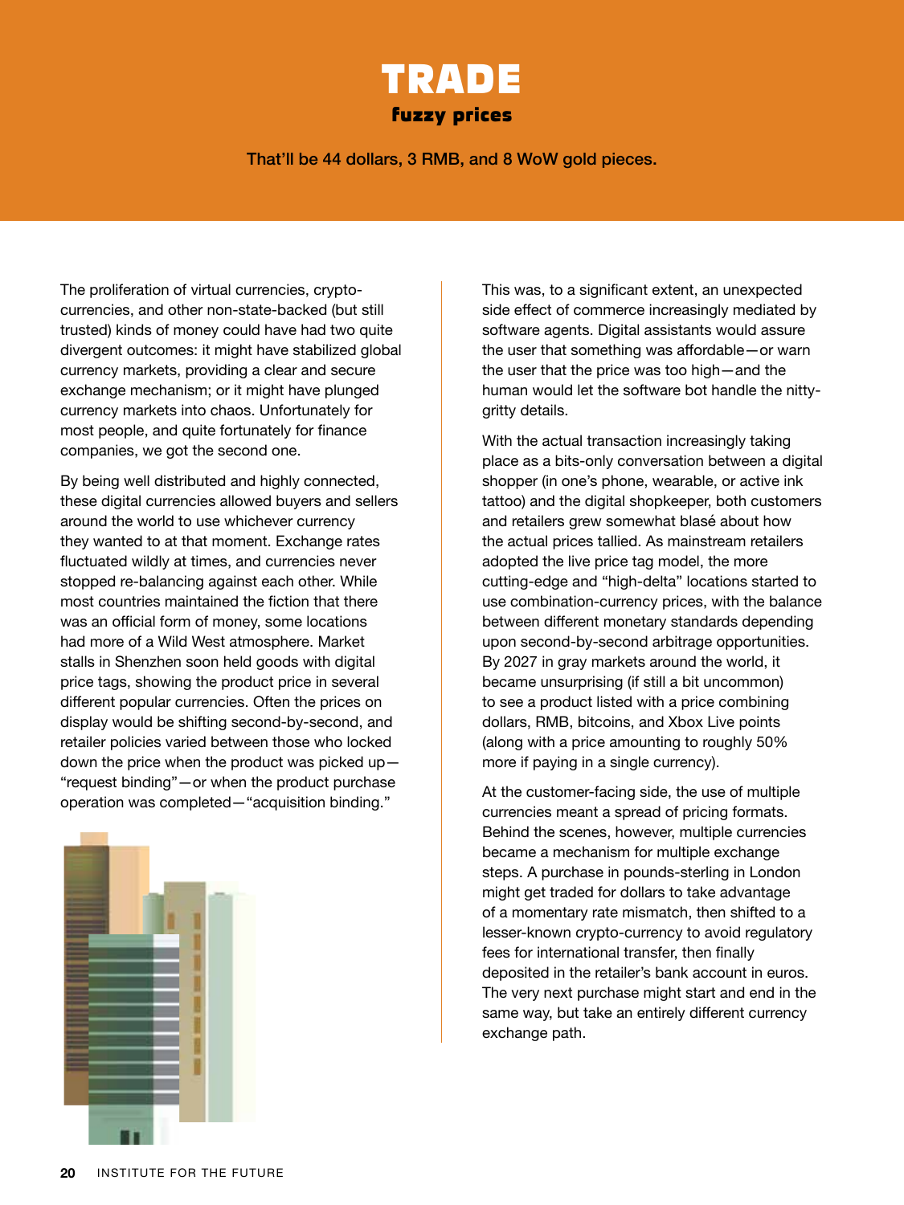# TRADE

## fuzzy prices

That'll be 44 dollars, 3 RMB, and 8 WoW gold pieces.

The proliferation of virtual currencies, crypto-currencies, and other non-state-backed (but still trusted) kinds of money could have had two quite divergent outcomes: it might have stabilized global currency markets, providing a clear and secure exchange mechanism; or it might have plunged currency markets into chaos. Unfortunately for most people, and quite fortunately for finance companies, we got the second one.

By being well distributed and highly connected, these digital currencies allowed buyers and sellers around the world to use whichever currency they wanted to at that moment. Exchange rates fluctuated wildly at times, and currencies never stopped re-balancing against each other. While most countries maintained the fiction that there was an official form of money, some locations had more of a Wild West atmosphere. Market stalls in Shenzhen soon held goods with digital price tags, showing the product price in several different popular currencies. Often the prices on display would be shifting second-by-second, and retailer policies varied between those who locked down the price when the product was picked up—"request binding"—or when the product purchase operation was completed—"acquisition binding."

This was, to a significant extent, an unexpected side effect of commerce increasingly mediated by software agents. Digital assistants would assure the user that something was affordable—or warn the user that the price was too high—and the human would let the software bot handle the nitty-gritty details.

With the actual transaction increasingly taking place as a bits-only conversation between a digital shopper (in one's phone, wearable, or active ink tattoo) and the digital shopkeeper, both customers and retailers grew somewhat blasé about how the actual prices tallied. As mainstream retailers adopted the live price tag model, the more cutting-edge and "high-delta" locations started to use combination-currency prices, with the balance between different monetary standards depending upon second-by-second arbitrage opportunities. By 2027 in gray markets around the world, it became unsurprising (if still a bit uncommon) to see a product listed with a price combining dollars, RMB, bitcoins, and Xbox Live points (along with a price amounting to roughly 50% more if paying in a single currency).

At the customer-facing side, the use of multiple currencies meant a spread of pricing formats. Behind the scenes, however, multiple currencies became a mechanism for multiple exchange steps. A purchase in pounds-sterling in London might get traded for dollars to take advantage of a momentary rate mismatch, then shifted to a lesser-known crypto-currency to avoid regulatory fees for international transfer, then finally deposited in the retailer's bank account in euros. The very next purchase might start and end in the same way, but take an entirely different currency exchange path.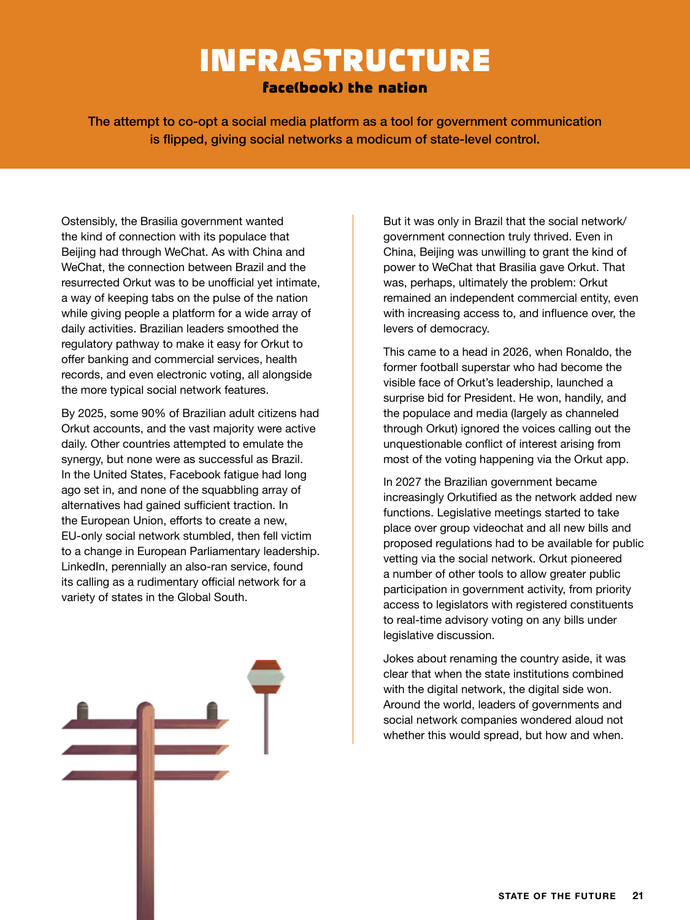# INFRASTRUCTURE

## face(book) the nation

**The attempt to co-opt a social media platform as a tool for government communication is flipped, giving social networks a modicum of state-level control.**

Ostensibly, the Brasilia government wanted the kind of connection with its populace that Beijing had through WeChat. As with China and WeChat, the connection between Brazil and the resurrected Orkut was to be unofficial yet intimate, a way of keeping tabs on the pulse of the nation while giving people a platform for a wide array of daily activities. Brazilian leaders smoothed the regulatory pathway to make it easy for Orkut to offer banking and commercial services, health records, and even electronic voting, all alongside the more typical social network features.

By 2025, some 90% of Brazilian adult citizens had Orkut accounts, and the vast majority were active daily. Other countries attempted to emulate the synergy, but none were as successful as Brazil. In the United States, Facebook fatigue had long ago set in, and none of the squabbling array of alternatives had gained sufficient traction. In the European Union, efforts to create a new, EU-only social network stumbled, then fell victim to a change in European Parliamentary leadership. LinkedIn, perennially an also-ran service, found its calling as a rudimentary official network for a variety of states in the Global South.

But it was only in Brazil that the social network/government connection truly thrived. Even in China, Beijing was unwilling to grant the kind of power to WeChat that Brasilia gave Orkut. That was, perhaps, ultimately the problem: Orkut remained an independent commercial entity, even with increasing access to, and influence over, the levers of democracy.

This came to a head in 2026, when Ronaldo, the former football superstar who had become the visible face of Orkut's leadership, launched a surprise bid for President. He won, handily, and the populace and media (largely as channeled through Orkut) ignored the voices calling out the unquestionable conflict of interest arising from most of the voting happening via the Orkut app.

In 2027 the Brazilian government became increasingly Orkutified as the network added new functions. Legislative meetings started to take place over group videochat and all new bills and proposed regulations had to be available for public vetting via the social network. Orkut pioneered a number of other tools to allow greater public participation in government activity, from priority access to legislators with registered constituents to real-time advisory voting on any bills under legislative discussion.

Jokes about renaming the country aside, it was clear that when the state institutions combined with the digital network, the digital side won. Around the world, leaders of governments and social network companies wondered aloud not whether this would spread, but how and when.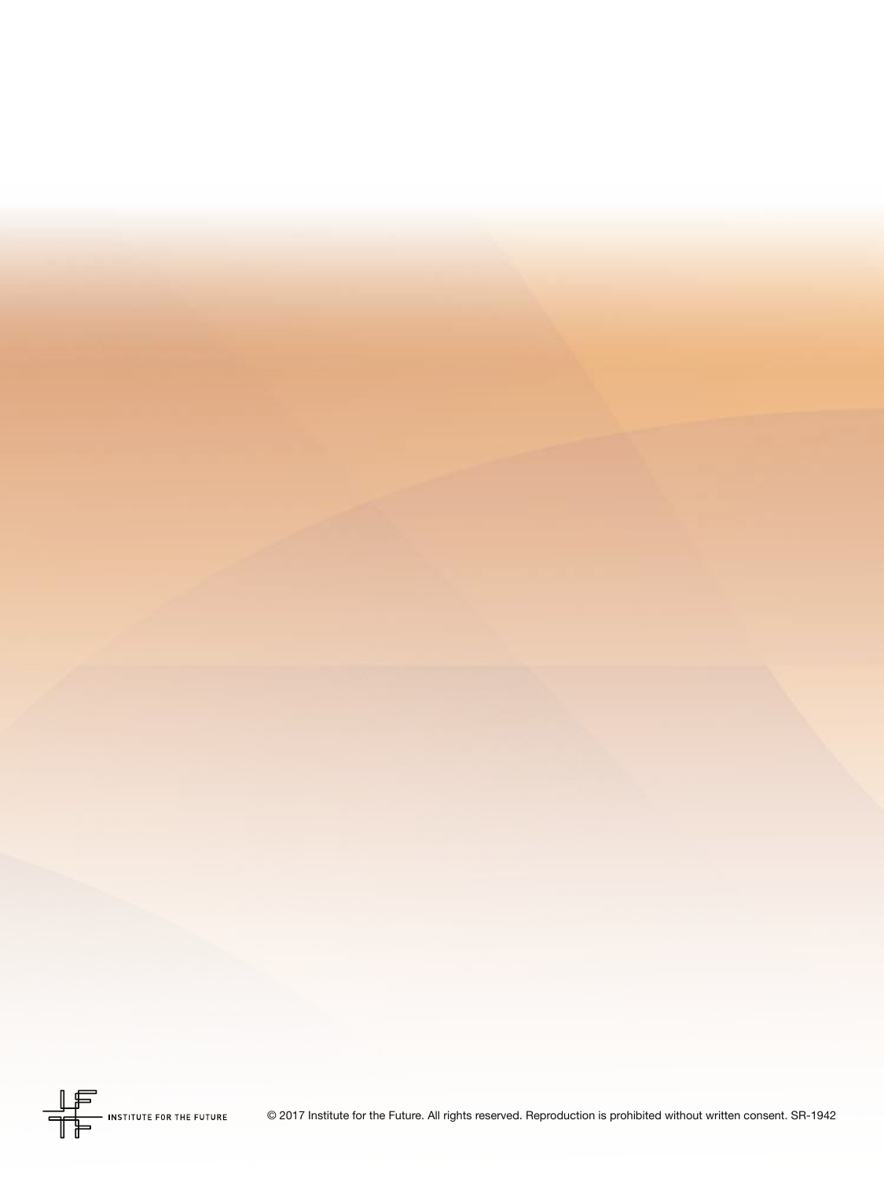INSTITUTE FOR THE FUTURE

© 2017 Institute for the Future. All rights reserved. Reproduction is prohibited without written consent. SR-1942